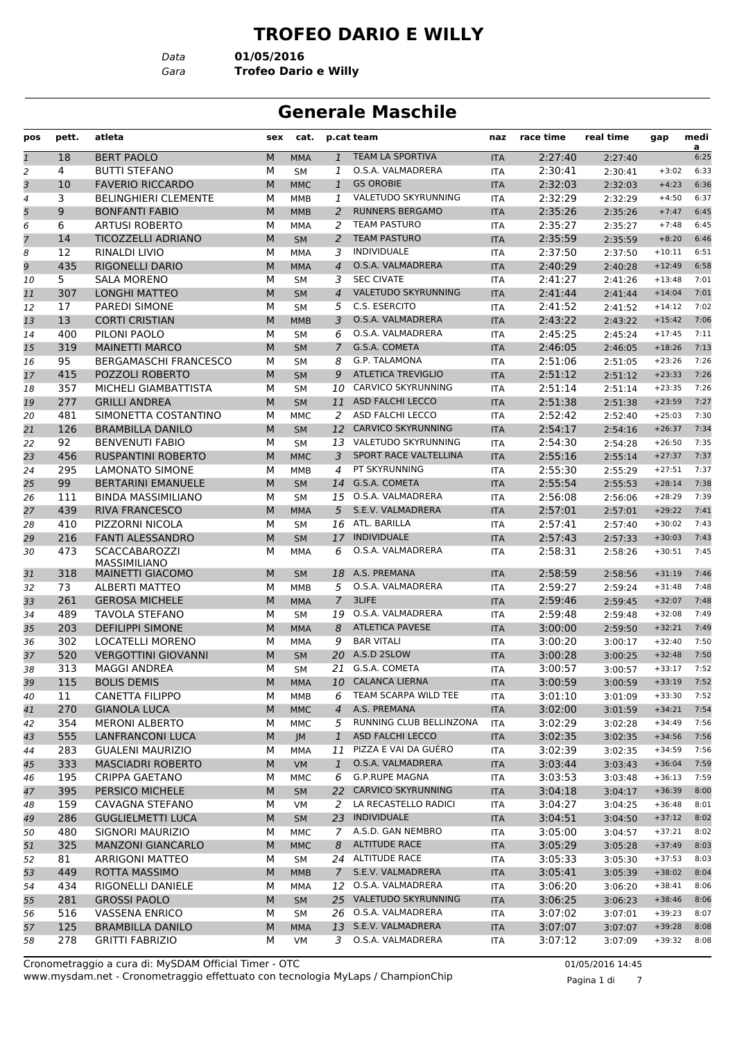# TROFEO DARIO E WILLY

*Data* **01/05/2016**
*Gara* **Trofeo Dario e Willy**

## Generale Maschile

| pos | pett. | atleta | sex | cat. | p.cat | team | naz | race time | real time | gap | media |
|---|---|---|---|---|---|---|---|---|---|---|---|
| 1 | 18 | BERT PAOLO | M | MMA | 1 | TEAM LA SPORTIVA | ITA | 2:27:40 | 2:27:40 | | 6:25 |
| 2 | 4 | BUTTI STEFANO | M | SM | 1 | O.S.A. VALMADRERA | ITA | 2:30:41 | 2:30:41 | +3:02 | 6:33 |
| 3 | 10 | FAVERIO RICCARDO | M | MMC | 1 | GS OROBIE | ITA | 2:32:03 | 2:32:03 | +4:23 | 6:36 |
| 4 | 3 | BELINGHIERI CLEMENTE | M | MMB | 1 | VALETUDO SKYRUNNING | ITA | 2:32:29 | 2:32:29 | +4:50 | 6:37 |
| 5 | 9 | BONFANTI FABIO | M | MMB | 2 | RUNNERS BERGAMO | ITA | 2:35:26 | 2:35:26 | +7:47 | 6:45 |
| 6 | 6 | ARTUSI ROBERTO | M | MMA | 2 | TEAM PASTURO | ITA | 2:35:27 | 2:35:27 | +7:48 | 6:45 |
| 7 | 14 | TICOZZELLI ADRIANO | M | SM | 2 | TEAM PASTURO | ITA | 2:35:59 | 2:35:59 | +8:20 | 6:46 |
| 8 | 12 | RINALDI LIVIO | M | MMA | 3 | INDIVIDUALE | ITA | 2:37:50 | 2:37:50 | +10:11 | 6:51 |
| 9 | 435 | RIGONELLI DARIO | M | MMA | 4 | O.S.A. VALMADRERA | ITA | 2:40:29 | 2:40:28 | +12:49 | 6:58 |
| 10 | 5 | SALA MORENO | M | SM | 3 | SEC CIVATE | ITA | 2:41:27 | 2:41:26 | +13:48 | 7:01 |
| 11 | 307 | LONGHI MATTEO | M | SM | 4 | VALETUDO SKYRUNNING | ITA | 2:41:44 | 2:41:44 | +14:04 | 7:01 |
| 12 | 17 | PAREDI SIMONE | M | SM | 5 | C.S. ESERCITO | ITA | 2:41:52 | 2:41:52 | +14:12 | 7:02 |
| 13 | 13 | CORTI CRISTIAN | M | MMB | 3 | O.S.A. VALMADRERA | ITA | 2:43:22 | 2:43:22 | +15:42 | 7:06 |
| 14 | 400 | PILONI PAOLO | M | SM | 6 | O.S.A. VALMADRERA | ITA | 2:45:25 | 2:45:24 | +17:45 | 7:11 |
| 15 | 319 | MAINETTI MARCO | M | SM | 7 | G.S.A. COMETA | ITA | 2:46:05 | 2:46:05 | +18:26 | 7:13 |
| 16 | 95 | BERGAMASCHI FRANCESCO | M | SM | 8 | G.P. TALAMONA | ITA | 2:51:06 | 2:51:05 | +23:26 | 7:26 |
| 17 | 415 | POZZOLI ROBERTO | M | SM | 9 | ATLETICA TREVIGLIO | ITA | 2:51:12 | 2:51:12 | +23:33 | 7:26 |
| 18 | 357 | MICHELI GIAMBATTISTA | M | SM | 10 | CARVICO SKYRUNNING | ITA | 2:51:14 | 2:51:14 | +23:35 | 7:26 |
| 19 | 277 | GRILLI ANDREA | M | SM | 11 | ASD FALCHI LECCO | ITA | 2:51:38 | 2:51:38 | +23:59 | 7:27 |
| 20 | 481 | SIMONETTA COSTANTINO | M | MMC | 2 | ASD FALCHI LECCO | ITA | 2:52:42 | 2:52:40 | +25:03 | 7:30 |
| 21 | 126 | BRAMBILLA DANILO | M | SM | 12 | CARVICO SKYRUNNING | ITA | 2:54:17 | 2:54:16 | +26:37 | 7:34 |
| 22 | 92 | BENVENUTI FABIO | M | SM | 13 | VALETUDO SKYRUNNING | ITA | 2:54:30 | 2:54:28 | +26:50 | 7:35 |
| 23 | 456 | RUSPANTINI ROBERTO | M | MMC | 3 | SPORT RACE VALTELLINA | ITA | 2:55:16 | 2:55:14 | +27:37 | 7:37 |
| 24 | 295 | LAMONATO SIMONE | M | MMB | 4 | PT SKYRUNNING | ITA | 2:55:30 | 2:55:29 | +27:51 | 7:37 |
| 25 | 99 | BERTARINI EMANUELE | M | SM | 14 | G.S.A. COMETA | ITA | 2:55:54 | 2:55:53 | +28:14 | 7:38 |
| 26 | 111 | BINDA MASSIMILIANO | M | SM | 15 | O.S.A. VALMADRERA | ITA | 2:56:08 | 2:56:06 | +28:29 | 7:39 |
| 27 | 439 | RIVA FRANCESCO | M | MMA | 5 | S.E.V. VALMADRERA | ITA | 2:57:01 | 2:57:01 | +29:22 | 7:41 |
| 28 | 410 | PIZZORNI NICOLA | M | SM | 16 | ATL. BARILLA | ITA | 2:57:41 | 2:57:40 | +30:02 | 7:43 |
| 29 | 216 | FANTI ALESSANDRO | M | SM | 17 | INDIVIDUALE | ITA | 2:57:43 | 2:57:33 | +30:03 | 7:43 |
| 30 | 473 | SCACCABAROZZI MASSIMILIANO | M | MMA | 6 | O.S.A. VALMADRERA | ITA | 2:58:31 | 2:58:26 | +30:51 | 7:45 |
| 31 | 318 | MAINETTI GIACOMO | M | SM | 18 | A.S. PREMANA | ITA | 2:58:59 | 2:58:56 | +31:19 | 7:46 |
| 32 | 73 | ALBERTI MATTEO | M | MMB | 5 | O.S.A. VALMADRERA | ITA | 2:59:27 | 2:59:24 | +31:48 | 7:48 |
| 33 | 261 | GEROSA MICHELE | M | MMA | 7 | 3LIFE | ITA | 2:59:46 | 2:59:45 | +32:07 | 7:48 |
| 34 | 489 | TAVOLA STEFANO | M | SM | 19 | O.S.A. VALMADRERA | ITA | 2:59:48 | 2:59:48 | +32:08 | 7:49 |
| 35 | 203 | DEFILIPPI SIMONE | M | MMA | 8 | ATLETICA PAVESE | ITA | 3:00:00 | 2:59:50 | +32:21 | 7:49 |
| 36 | 302 | LOCATELLI MORENO | M | MMA | 9 | BAR VITALI | ITA | 3:00:20 | 3:00:17 | +32:40 | 7:50 |
| 37 | 520 | VERGOTTINI GIOVANNI | M | SM | 20 | A.S.D 2SLOW | ITA | 3:00:28 | 3:00:25 | +32:48 | 7:50 |
| 38 | 313 | MAGGI ANDREA | M | SM | 21 | G.S.A. COMETA | ITA | 3:00:57 | 3:00:57 | +33:17 | 7:52 |
| 39 | 115 | BOLIS DEMIS | M | MMA | 10 | CALANCA LIERNA | ITA | 3:00:59 | 3:00:59 | +33:19 | 7:52 |
| 40 | 11 | CANETTA FILIPPO | M | MMB | 6 | TEAM SCARPA WILD TEE | ITA | 3:01:10 | 3:01:09 | +33:30 | 7:52 |
| 41 | 270 | GIANOLA LUCA | M | MMC | 4 | A.S. PREMANA | ITA | 3:02:00 | 3:01:59 | +34:21 | 7:54 |
| 42 | 354 | MERONI ALBERTO | M | MMC | 5 | RUNNING CLUB BELLINZONA | ITA | 3:02:29 | 3:02:28 | +34:49 | 7:56 |
| 43 | 555 | LANFRANCONI LUCA | M | JM | 1 | ASD FALCHI LECCO | ITA | 3:02:35 | 3:02:35 | +34:56 | 7:56 |
| 44 | 283 | GUALENI MAURIZIO | M | MMA | 11 | PIZZA E VAI DA GUÉRO | ITA | 3:02:39 | 3:02:35 | +34:59 | 7:56 |
| 45 | 333 | MASCIADRI ROBERTO | M | VM | 1 | O.S.A. VALMADRERA | ITA | 3:03:44 | 3:03:43 | +36:04 | 7:59 |
| 46 | 195 | CRIPPA GAETANO | M | MMC | 6 | G.P.RUPE MAGNA | ITA | 3:03:53 | 3:03:48 | +36:13 | 7:59 |
| 47 | 395 | PERSICO MICHELE | M | SM | 22 | CARVICO SKYRUNNING | ITA | 3:04:18 | 3:04:17 | +36:39 | 8:00 |
| 48 | 159 | CAVAGNA STEFANO | M | VM | 2 | LA RECASTELLO RADICI | ITA | 3:04:27 | 3:04:25 | +36:48 | 8:01 |
| 49 | 286 | GUGLIELMETTI LUCA | M | SM | 23 | INDIVIDUALE | ITA | 3:04:51 | 3:04:50 | +37:12 | 8:02 |
| 50 | 480 | SIGNORI MAURIZIO | M | MMC | 7 | A.S.D. GAN NEMBRO | ITA | 3:05:00 | 3:04:57 | +37:21 | 8:02 |
| 51 | 325 | MANZONI GIANCARLO | M | MMC | 8 | ALTITUDE RACE | ITA | 3:05:29 | 3:05:28 | +37:49 | 8:03 |
| 52 | 81 | ARRIGONI MATTEO | M | SM | 24 | ALTITUDE RACE | ITA | 3:05:33 | 3:05:30 | +37:53 | 8:03 |
| 53 | 449 | ROTTA MASSIMO | M | MMB | 7 | S.E.V. VALMADRERA | ITA | 3:05:41 | 3:05:39 | +38:02 | 8:04 |
| 54 | 434 | RIGONELLI DANIELE | M | MMA | 12 | O.S.A. VALMADRERA | ITA | 3:06:20 | 3:06:20 | +38:41 | 8:06 |
| 55 | 281 | GROSSI PAOLO | M | SM | 25 | VALETUDO SKYRUNNING | ITA | 3:06:25 | 3:06:23 | +38:46 | 8:06 |
| 56 | 516 | VASSENA ENRICO | M | SM | 26 | O.S.A. VALMADRERA | ITA | 3:07:02 | 3:07:01 | +39:23 | 8:07 |
| 57 | 125 | BRAMBILLA DANILO | M | MMA | 13 | S.E.V. VALMADRERA | ITA | 3:07:07 | 3:07:07 | +39:28 | 8:08 |
| 58 | 278 | GRITTI FABRIZIO | M | VM | 3 | O.S.A. VALMADRERA | ITA | 3:07:12 | 3:07:09 | +39:32 | 8:08 |

Cronometraggio a cura di: MySDAM Official Timer - OTC
www.mysdam.net - Cronometraggio effettuato con tecnologia MyLaps / ChampionChip

01/05/2016 14:45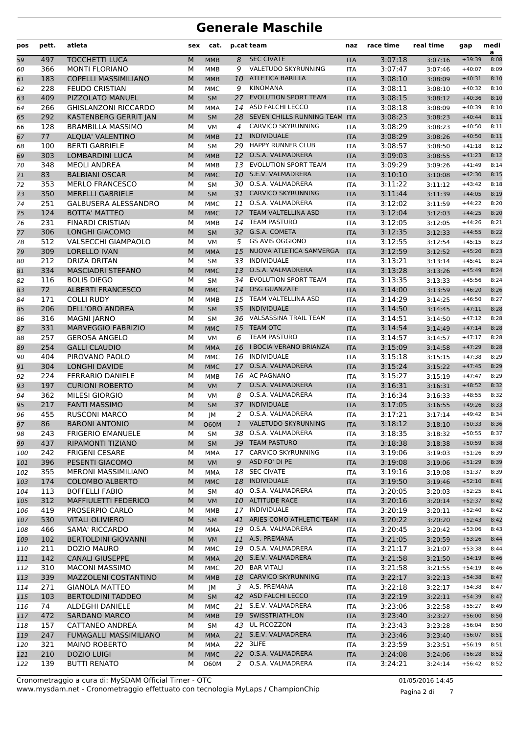# Generale Maschile

| pos | pett. | atleta | sex | cat. | p.cat | team | naz | race time | real time | gap | media |
|---|---|---|---|---|---|---|---|---|---|---|---|
| 59 | 497 | TOCCHETTI LUCA | M | MMB | 8 | SEC CIVATE | ITA | 3:07:18 | 3:07:16 | +39:39 | 8:08 |
| 60 | 366 | MONTI FLORIANO | M | MMB | 9 | VALETUDO SKYRUNNING | ITA | 3:07:47 | 3:07:46 | +40:07 | 8:09 |
| 61 | 183 | COPELLI MASSIMILIANO | M | MMB | 10 | ATLETICA BARILLA | ITA | 3:08:10 | 3:08:09 | +40:31 | 8:10 |
| 62 | 228 | FEUDO CRISTIAN | M | MMC | 9 | KINOMANA | ITA | 3:08:11 | 3:08:10 | +40:32 | 8:10 |
| 63 | 409 | PIZZOLATO MANUEL | M | SM | 27 | EVOLUTION SPORT TEAM | ITA | 3:08:15 | 3:08:12 | +40:36 | 8:10 |
| 64 | 266 | GHISLANZONI RICCARDO | M | MMA | 14 | ASD FALCHI LECCO | ITA | 3:08:18 | 3:08:09 | +40:39 | 8:10 |
| 65 | 292 | KASTENBERG GERRIT JAN | M | SM | 28 | SEVEN CHILLS RUNNING TEAM | ITA | 3:08:23 | 3:08:23 | +40:44 | 8:11 |
| 66 | 128 | BRAMBILLA MASSIMO | M | VM | 4 | CARVICO SKYRUNNING | ITA | 3:08:29 | 3:08:23 | +40:50 | 8:11 |
| 67 | 77 | ALQUA' VALENTINO | M | MMB | 11 | INDIVIDUALE | ITA | 3:08:29 | 3:08:26 | +40:50 | 8:11 |
| 68 | 100 | BERTI GABRIELE | M | SM | 29 | HAPPY RUNNER CLUB | ITA | 3:08:57 | 3:08:50 | +41:18 | 8:12 |
| 69 | 303 | LOMBARDINI LUCA | M | MMB | 12 | O.S.A. VALMADRERA | ITA | 3:09:03 | 3:08:55 | +41:23 | 8:12 |
| 70 | 348 | MEOLI ANDREA | M | MMB | 13 | EVOLUTION SPORT TEAM | ITA | 3:09:29 | 3:09:26 | +41:49 | 8:14 |
| 71 | 83 | BALBIANI OSCAR | M | MMC | 10 | S.E.V. VALMADRERA | ITA | 3:10:10 | 3:10:08 | +42:30 | 8:15 |
| 72 | 353 | MERLO FRANCESCO | M | SM | 30 | O.S.A. VALMADRERA | ITA | 3:11:22 | 3:11:12 | +43:42 | 8:18 |
| 73 | 350 | MERELLI GABRIELE | M | SM | 31 | CARVICO SKYRUNNING | ITA | 3:11:44 | 3:11:39 | +44:05 | 8:19 |
| 74 | 251 | GALBUSERA ALESSANDRO | M | MMC | 11 | O.S.A. VALMADRERA | ITA | 3:12:02 | 3:11:59 | +44:22 | 8:20 |
| 75 | 124 | BOTTA' MATTEO | M | MMC | 12 | TEAM VALTELLINA ASD | ITA | 3:12:04 | 3:12:03 | +44:25 | 8:20 |
| 76 | 231 | FINARDI CRISTIAN | M | MMB | 14 | TEAM PASTURO | ITA | 3:12:05 | 3:12:05 | +44:26 | 8:21 |
| 77 | 306 | LONGHI GIACOMO | M | SM | 32 | G.S.A. COMETA | ITA | 3:12:35 | 3:12:33 | +44:55 | 8:22 |
| 78 | 512 | VALSECCHI GIAMPAOLO | M | VM | 5 | GS AVIS OGGIONO | ITA | 3:12:55 | 3:12:54 | +45:15 | 8:23 |
| 79 | 309 | LORELLO IVAN | M | MMA | 15 | NUOVA ATLETICA SAMVERGA | ITA | 3:12:59 | 3:12:52 | +45:20 | 8:23 |
| 80 | 212 | DRIZA DRITAN | M | SM | 33 | INDIVIDUALE | ITA | 3:13:21 | 3:13:14 | +45:41 | 8:24 |
| 81 | 334 | MASCIADRI STEFANO | M | MMC | 13 | O.S.A. VALMADRERA | ITA | 3:13:28 | 3:13:26 | +45:49 | 8:24 |
| 82 | 116 | BOLIS DIEGO | M | SM | 34 | EVOLUTION SPORT TEAM | ITA | 3:13:35 | 3:13:33 | +45:56 | 8:24 |
| 83 | 72 | ALBERTI FRANCESCO | M | MMC | 14 | OSG GUANZATE | ITA | 3:14:00 | 3:13:59 | +46:20 | 8:26 |
| 84 | 171 | COLLI RUDY | M | MMB | 15 | TEAM VALTELLINA ASD | ITA | 3:14:29 | 3:14:25 | +46:50 | 8:27 |
| 85 | 206 | DELL'ORO ANDREA | M | SM | 35 | INDIVIDUALE | ITA | 3:14:50 | 3:14:45 | +47:11 | 8:28 |
| 86 | 316 | MAGNI JARNO | M | SM | 36 | VALSASSINA TRAIL TEAM | ITA | 3:14:51 | 3:14:50 | +47:12 | 8:28 |
| 87 | 331 | MARVEGGIO FABRIZIO | M | MMC | 15 | TEAM OTC | ITA | 3:14:54 | 3:14:49 | +47:14 | 8:28 |
| 88 | 257 | GEROSA ANGELO | M | VM | 6 | TEAM PASTURO | ITA | 3:14:57 | 3:14:57 | +47:17 | 8:28 |
| 89 | 254 | GALLI CLAUDIO | M | MMA | 16 | I BOCIA VERANO BRIANZA | ITA | 3:15:09 | 3:14:58 | +47:29 | 8:28 |
| 90 | 404 | PIROVANO PAOLO | M | MMC | 16 | INDIVIDUALE | ITA | 3:15:18 | 3:15:15 | +47:38 | 8:29 |
| 91 | 304 | LONGHI DAVIDE | M | MMC | 17 | O.S.A. VALMADRERA | ITA | 3:15:24 | 3:15:22 | +47:45 | 8:29 |
| 92 | 224 | FERRARIO DANIELE | M | MMB | 16 | AC PAGNANO | ITA | 3:15:27 | 3:15:19 | +47:47 | 8:29 |
| 93 | 197 | CURIONI ROBERTO | M | VM | 7 | O.S.A. VALMADRERA | ITA | 3:16:31 | 3:16:31 | +48:52 | 8:32 |
| 94 | 362 | MILESI GIORGIO | M | VM | 8 | O.S.A. VALMADRERA | ITA | 3:16:34 | 3:16:33 | +48:55 | 8:32 |
| 95 | 217 | FANTI MASSIMO | M | SM | 37 | INDIVIDUALE | ITA | 3:17:05 | 3:16:55 | +49:26 | 8:33 |
| 96 | 455 | RUSCONI MARCO | M | JM | 2 | O.S.A. VALMADRERA | ITA | 3:17:21 | 3:17:14 | +49:42 | 8:34 |
| 97 | 86 | BARONI ANTONIO | M | O60M | 1 | VALETUDO SKYRUNNING | ITA | 3:18:12 | 3:18:10 | +50:33 | 8:36 |
| 98 | 243 | FRIGERIO EMANUELE | M | SM | 38 | O.S.A. VALMADRERA | ITA | 3:18:35 | 3:18:32 | +50:55 | 8:37 |
| 99 | 437 | RIPAMONTI TIZIANO | M | SM | 39 | TEAM PASTURO | ITA | 3:18:38 | 3:18:38 | +50:59 | 8:38 |
| 100 | 242 | FRIGENI CESARE | M | MMA | 17 | CARVICO SKYRUNNING | ITA | 3:19:06 | 3:19:03 | +51:26 | 8:39 |
| 101 | 396 | PESENTI GIACOMO | M | VM | 9 | ASD FO' DI PE | ITA | 3:19:08 | 3:19:06 | +51:29 | 8:39 |
| 102 | 355 | MERONI MASSIMILIANO | M | MMA | 18 | SEC CIVATE | ITA | 3:19:16 | 3:19:08 | +51:37 | 8:39 |
| 103 | 174 | COLOMBO ALBERTO | M | MMC | 18 | INDIVIDUALE | ITA | 3:19:50 | 3:19:46 | +52:10 | 8:41 |
| 104 | 113 | BOFFELLI FABIO | M | SM | 40 | O.S.A. VALMADRERA | ITA | 3:20:05 | 3:20:03 | +52:25 | 8:41 |
| 105 | 312 | MAFFIULETTI FEDERICO | M | VM | 10 | ALTITUDE RACE | ITA | 3:20:16 | 3:20:14 | +52:37 | 8:42 |
| 106 | 419 | PROSERPIO CARLO | M | MMB | 17 | INDIVIDUALE | ITA | 3:20:19 | 3:20:11 | +52:40 | 8:42 |
| 107 | 530 | VITALI OLIVIERO | M | SM | 41 | ARIES COMO ATHLETIC TEAM | ITA | 3:20:22 | 3:20:20 | +52:43 | 8:42 |
| 108 | 466 | SAMA' RICCARDO | M | MMA | 19 | O.S.A. VALMADRERA | ITA | 3:20:45 | 3:20:42 | +53:06 | 8:43 |
| 109 | 102 | BERTOLDINI GIOVANNI | M | VM | 11 | A.S. PREMANA | ITA | 3:21:05 | 3:20:59 | +53:26 | 8:44 |
| 110 | 211 | DOZIO MAURO | M | MMC | 19 | O.S.A. VALMADRERA | ITA | 3:21:17 | 3:21:07 | +53:38 | 8:44 |
| 111 | 142 | CANALI GIUSEPPE | M | MMA | 20 | S.E.V. VALMADRERA | ITA | 3:21:58 | 3:21:50 | +54:19 | 8:46 |
| 112 | 310 | MACONI MASSIMO | M | MMC | 20 | BAR VITALI | ITA | 3:21:58 | 3:21:55 | +54:19 | 8:46 |
| 113 | 339 | MAZZOLENI COSTANTINO | M | MMB | 18 | CARVICO SKYRUNNING | ITA | 3:22:17 | 3:22:13 | +54:38 | 8:47 |
| 114 | 271 | GIANOLA MATTEO | M | JM | 3 | A.S. PREMANA | ITA | 3:22:18 | 3:22:17 | +54:38 | 8:47 |
| 115 | 103 | BERTOLDINI TADDEO | M | SM | 42 | ASD FALCHI LECCO | ITA | 3:22:19 | 3:22:11 | +54:39 | 8:47 |
| 116 | 74 | ALDEGHI DANIELE | M | MMC | 21 | S.E.V. VALMADRERA | ITA | 3:23:06 | 3:22:58 | +55:27 | 8:49 |
| 117 | 472 | SARDANO MARCO | M | MMB | 19 | SWISSTRIATHLON | ITA | 3:23:40 | 3:23:27 | +56:00 | 8:50 |
| 118 | 157 | CATTANEO ANDREA | M | SM | 43 | UL PICOZZON | ITA | 3:23:43 | 3:23:28 | +56:04 | 8:50 |
| 119 | 247 | FUMAGALLI MASSIMILIANO | M | MMA | 21 | S.E.V. VALMADRERA | ITA | 3:23:46 | 3:23:40 | +56:07 | 8:51 |
| 120 | 321 | MAINO ROBERTO | M | MMA | 22 | 3LIFE | ITA | 3:23:59 | 3:23:51 | +56:19 | 8:51 |
| 121 | 210 | DOZIO LUIGI | M | MMC | 22 | O.S.A. VALMADRERA | ITA | 3:24:08 | 3:24:06 | +56:28 | 8:52 |
| 122 | 139 | BUTTI RENATO | M | O60M | 2 | O.S.A. VALMADRERA | ITA | 3:24:21 | 3:24:14 | +56:42 | 8:52 |

Cronometraggio a cura di: MySDAM Official Timer - OTC
www.mysdam.net - Cronometraggio effettuato con tecnologia MyLaps / ChampionChip

01/05/2016 14:45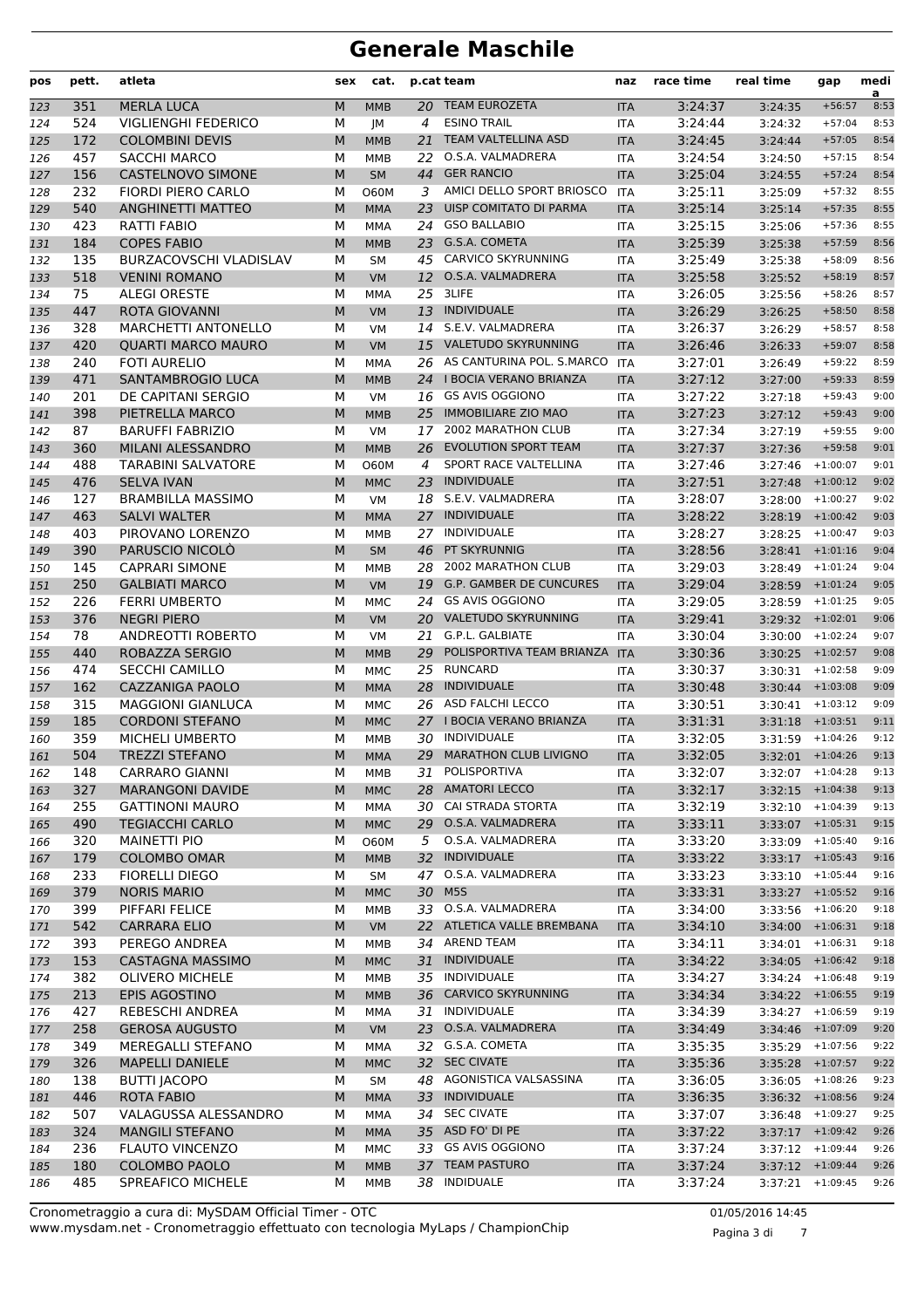# Generale Maschile

| pos | pett. | atleta | sex | cat. | p.cat | team | naz | race time | real time | gap | media |
|---|---|---|---|---|---|---|---|---|---|---|---|
| 123 | 351 | MERLA LUCA | M | MMB | 20 | TEAM EUROZETA | ITA | 3:24:37 | 3:24:35 | +56:57 | 8:53 |
| 124 | 524 | VIGLIENGHI FEDERICO | M | JM | 4 | ESINO TRAIL | ITA | 3:24:44 | 3:24:32 | +57:04 | 8:53 |
| 125 | 172 | COLOMBINI DEVIS | M | MMB | 21 | TEAM VALTELLINA ASD | ITA | 3:24:45 | 3:24:44 | +57:05 | 8:54 |
| 126 | 457 | SACCHI MARCO | M | MMB | 22 | O.S.A. VALMADRERA | ITA | 3:24:54 | 3:24:50 | +57:15 | 8:54 |
| 127 | 156 | CASTELNOVO SIMONE | M | SM | 44 | GER RANCIO | ITA | 3:25:04 | 3:24:55 | +57:24 | 8:54 |
| 128 | 232 | FIORDI PIERO CARLO | M | O60M | 3 | AMICI DELLO SPORT BRIOSCO | ITA | 3:25:11 | 3:25:09 | +57:32 | 8:55 |
| 129 | 540 | ANGHINETTI MATTEO | M | MMA | 23 | UISP COMITATO DI PARMA | ITA | 3:25:14 | 3:25:14 | +57:35 | 8:55 |
| 130 | 423 | RATTI FABIO | M | MMA | 24 | GSO BALLABIO | ITA | 3:25:15 | 3:25:06 | +57:36 | 8:55 |
| 131 | 184 | COPES FABIO | M | MMB | 23 | G.S.A. COMETA | ITA | 3:25:39 | 3:25:38 | +57:59 | 8:56 |
| 132 | 135 | BURZACOVSCHI VLADISLAV | M | SM | 45 | CARVICO SKYRUNNING | ITA | 3:25:49 | 3:25:38 | +58:09 | 8:56 |
| 133 | 518 | VENINI ROMANO | M | VM | 12 | O.S.A. VALMADRERA | ITA | 3:25:58 | 3:25:52 | +58:19 | 8:57 |
| 134 | 75 | ALEGI ORESTE | M | MMA | 25 | 3LIFE | ITA | 3:26:05 | 3:25:56 | +58:26 | 8:57 |
| 135 | 447 | ROTA GIOVANNI | M | VM | 13 | INDIVIDUALE | ITA | 3:26:29 | 3:26:25 | +58:50 | 8:58 |
| 136 | 328 | MARCHETTI ANTONELLO | M | VM | 14 | S.E.V. VALMADRERA | ITA | 3:26:37 | 3:26:29 | +58:57 | 8:58 |
| 137 | 420 | QUARTI MARCO MAURO | M | VM | 15 | VALETUDO SKYRUNNING | ITA | 3:26:46 | 3:26:33 | +59:07 | 8:58 |
| 138 | 240 | FOTI AURELIO | M | MMA | 26 | AS CANTURINA POL. S.MARCO | ITA | 3:27:01 | 3:26:49 | +59:22 | 8:59 |
| 139 | 471 | SANTAMBROGIO LUCA | M | MMB | 24 | I BOCIA VERANO BRIANZA | ITA | 3:27:12 | 3:27:00 | +59:33 | 8:59 |
| 140 | 201 | DE CAPITANI SERGIO | M | VM | 16 | GS AVIS OGGIONO | ITA | 3:27:22 | 3:27:18 | +59:43 | 9:00 |
| 141 | 398 | PIETRELLA MARCO | M | MMB | 25 | IMMOBILIARE ZIO MAO | ITA | 3:27:23 | 3:27:12 | +59:43 | 9:00 |
| 142 | 87 | BARUFFI FABRIZIO | M | VM | 17 | 2002 MARATHON CLUB | ITA | 3:27:34 | 3:27:19 | +59:55 | 9:00 |
| 143 | 360 | MILANI ALESSANDRO | M | MMB | 26 | EVOLUTION SPORT TEAM | ITA | 3:27:37 | 3:27:36 | +59:58 | 9:01 |
| 144 | 488 | TARABINI SALVATORE | M | O60M | 4 | SPORT RACE VALTELLINA | ITA | 3:27:46 | 3:27:46 | +1:00:07 | 9:01 |
| 145 | 476 | SELVA IVAN | M | MMC | 23 | INDIVIDUALE | ITA | 3:27:51 | 3:27:48 | +1:00:12 | 9:02 |
| 146 | 127 | BRAMBILLA MASSIMO | M | VM | 18 | S.E.V. VALMADRERA | ITA | 3:28:07 | 3:28:00 | +1:00:27 | 9:02 |
| 147 | 463 | SALVI WALTER | M | MMA | 27 | INDIVIDUALE | ITA | 3:28:22 | 3:28:19 | +1:00:42 | 9:03 |
| 148 | 403 | PIROVANO LORENZO | M | MMB | 27 | INDIVIDUALE | ITA | 3:28:27 | 3:28:25 | +1:00:47 | 9:03 |
| 149 | 390 | PARUSCIO NICOLÒ | M | SM | 46 | PT SKYRUNNIG | ITA | 3:28:56 | 3:28:41 | +1:01:16 | 9:04 |
| 150 | 145 | CAPRARI SIMONE | M | MMB | 28 | 2002 MARATHON CLUB | ITA | 3:29:03 | 3:28:49 | +1:01:24 | 9:04 |
| 151 | 250 | GALBIATI MARCO | M | VM | 19 | G.P. GAMBER DE CUNCURES | ITA | 3:29:04 | 3:28:59 | +1:01:24 | 9:05 |
| 152 | 226 | FERRI UMBERTO | M | MMC | 24 | GS AVIS OGGIONO | ITA | 3:29:05 | 3:28:59 | +1:01:25 | 9:05 |
| 153 | 376 | NEGRI PIERO | M | VM | 20 | VALETUDO SKYRUNNING | ITA | 3:29:41 | 3:29:32 | +1:02:01 | 9:06 |
| 154 | 78 | ANDREOTTI ROBERTO | M | VM | 21 | G.P.L. GALBIATE | ITA | 3:30:04 | 3:30:00 | +1:02:24 | 9:07 |
| 155 | 440 | ROBAZZA SERGIO | M | MMB | 29 | POLISPORTIVA TEAM BRIANZA | ITA | 3:30:36 | 3:30:25 | +1:02:57 | 9:08 |
| 156 | 474 | SECCHI CAMILLO | M | MMC | 25 | RUNCARD | ITA | 3:30:37 | 3:30:31 | +1:02:58 | 9:09 |
| 157 | 162 | CAZZANIGA PAOLO | M | MMA | 28 | INDIVIDUALE | ITA | 3:30:48 | 3:30:44 | +1:03:08 | 9:09 |
| 158 | 315 | MAGGIONI GIANLUCA | M | MMC | 26 | ASD FALCHI LECCO | ITA | 3:30:51 | 3:30:41 | +1:03:12 | 9:09 |
| 159 | 185 | CORDONI STEFANO | M | MMC | 27 | I BOCIA VERANO BRIANZA | ITA | 3:31:31 | 3:31:18 | +1:03:51 | 9:11 |
| 160 | 359 | MICHELI UMBERTO | M | MMB | 30 | INDIVIDUALE | ITA | 3:32:05 | 3:31:59 | +1:04:26 | 9:12 |
| 161 | 504 | TREZZI STEFANO | M | MMA | 29 | MARATHON CLUB LIVIGNO | ITA | 3:32:05 | 3:32:01 | +1:04:26 | 9:13 |
| 162 | 148 | CARRARO GIANNI | M | MMB | 31 | POLISPORTIVA | ITA | 3:32:07 | 3:32:07 | +1:04:28 | 9:13 |
| 163 | 327 | MARANGONI DAVIDE | M | MMC | 28 | AMATORI LECCO | ITA | 3:32:17 | 3:32:15 | +1:04:38 | 9:13 |
| 164 | 255 | GATTINONI MAURO | M | MMA | 30 | CAI STRADA STORTA | ITA | 3:32:19 | 3:32:10 | +1:04:39 | 9:13 |
| 165 | 490 | TEGIACCHI CARLO | M | MMC | 29 | O.S.A. VALMADRERA | ITA | 3:33:11 | 3:33:07 | +1:05:31 | 9:15 |
| 166 | 320 | MAINETTI PIO | M | O60M | 5 | O.S.A. VALMADRERA | ITA | 3:33:20 | 3:33:09 | +1:05:40 | 9:16 |
| 167 | 179 | COLOMBO OMAR | M | MMB | 32 | INDIVIDUALE | ITA | 3:33:22 | 3:33:17 | +1:05:43 | 9:16 |
| 168 | 233 | FIORELLI DIEGO | M | SM | 47 | O.S.A. VALMADRERA | ITA | 3:33:23 | 3:33:10 | +1:05:44 | 9:16 |
| 169 | 379 | NORIS MARIO | M | MMC | 30 | M5S | ITA | 3:33:31 | 3:33:27 | +1:05:52 | 9:16 |
| 170 | 399 | PIFFARI FELICE | M | MMB | 33 | O.S.A. VALMADRERA | ITA | 3:34:00 | 3:33:56 | +1:06:20 | 9:18 |
| 171 | 542 | CARRARA ELIO | M | VM | 22 | ATLETICA VALLE BREMBANA | ITA | 3:34:10 | 3:34:00 | +1:06:31 | 9:18 |
| 172 | 393 | PEREGO ANDREA | M | MMB | 34 | AREND TEAM | ITA | 3:34:11 | 3:34:01 | +1:06:31 | 9:18 |
| 173 | 153 | CASTAGNA MASSIMO | M | MMC | 31 | INDIVIDUALE | ITA | 3:34:22 | 3:34:05 | +1:06:42 | 9:18 |
| 174 | 382 | OLIVERO MICHELE | M | MMB | 35 | INDIVIDUALE | ITA | 3:34:27 | 3:34:24 | +1:06:48 | 9:19 |
| 175 | 213 | EPIS AGOSTINO | M | MMB | 36 | CARVICO SKYRUNNING | ITA | 3:34:34 | 3:34:22 | +1:06:55 | 9:19 |
| 176 | 427 | REBESCHI ANDREA | M | MMA | 31 | INDIVIDUALE | ITA | 3:34:39 | 3:34:27 | +1:06:59 | 9:19 |
| 177 | 258 | GEROSA AUGUSTO | M | VM | 23 | O.S.A. VALMADRERA | ITA | 3:34:49 | 3:34:46 | +1:07:09 | 9:20 |
| 178 | 349 | MEREGALLI STEFANO | M | MMA | 32 | G.S.A. COMETA | ITA | 3:35:35 | 3:35:29 | +1:07:56 | 9:22 |
| 179 | 326 | MAPELLI DANIELE | M | MMC | 32 | SEC CIVATE | ITA | 3:35:36 | 3:35:28 | +1:07:57 | 9:22 |
| 180 | 138 | BUTTI JACOPO | M | SM | 48 | AGONISTICA VALSASSINA | ITA | 3:36:05 | 3:36:05 | +1:08:26 | 9:23 |
| 181 | 446 | ROTA FABIO | M | MMA | 33 | INDIVIDUALE | ITA | 3:36:35 | 3:36:32 | +1:08:56 | 9:24 |
| 182 | 507 | VALAGUSSA ALESSANDRO | M | MMA | 34 | SEC CIVATE | ITA | 3:37:07 | 3:36:48 | +1:09:27 | 9:25 |
| 183 | 324 | MANGILI STEFANO | M | MMA | 35 | ASD FO' DI PE | ITA | 3:37:22 | 3:37:17 | +1:09:42 | 9:26 |
| 184 | 236 | FLAUTO VINCENZO | M | MMC | 33 | GS AVIS OGGIONO | ITA | 3:37:24 | 3:37:12 | +1:09:44 | 9:26 |
| 185 | 180 | COLOMBO PAOLO | M | MMB | 37 | TEAM PASTURO | ITA | 3:37:24 | 3:37:12 | +1:09:44 | 9:26 |
| 186 | 485 | SPREAFICO MICHELE | M | MMB | 38 | INDIDUALE | ITA | 3:37:24 | 3:37:21 | +1:09:45 | 9:26 |

Cronometraggio a cura di: MySDAM Official Timer - OTC
www.mysdam.net - Cronometraggio effettuato con tecnologia MyLaps / ChampionChip

01/05/2016 14:45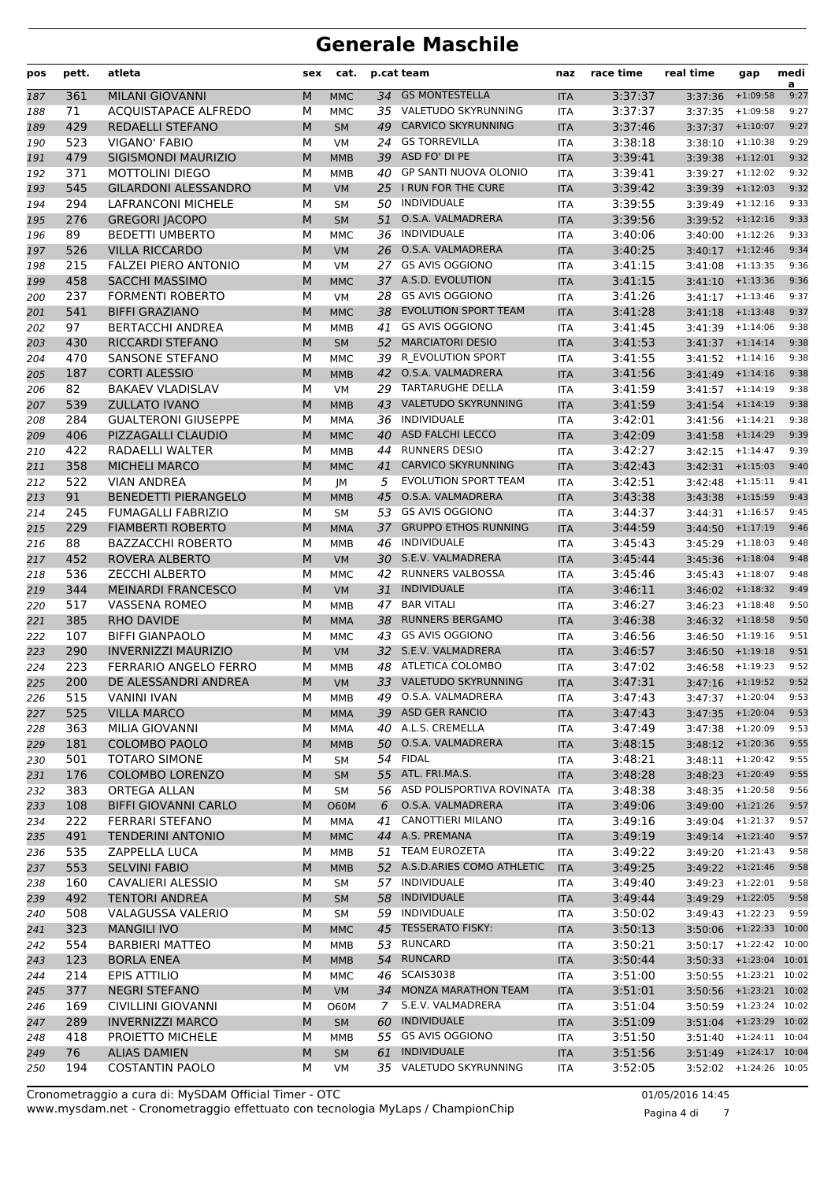# Generale Maschile

| pos | pett. | atleta | sex | cat. | p.cat | team | naz | race time | real time | gap | media |
|---|---|---|---|---|---|---|---|---|---|---|---|
| 187 | 361 | MILANI GIOVANNI | M | MMC | 34 | GS MONTESTELLA | ITA | 3:37:37 | 3:37:36 | +1:09:58 | 9:27 |
| 188 | 71 | ACQUISTAPACE ALFREDO | M | MMC | 35 | VALETUDO SKYRUNNING | ITA | 3:37:37 | 3:37:35 | +1:09:58 | 9:27 |
| 189 | 429 | REDAELLI STEFANO | M | SM | 49 | CARVICO SKYRUNNING | ITA | 3:37:46 | 3:37:37 | +1:10:07 | 9:27 |
| 190 | 523 | VIGANO' FABIO | M | VM | 24 | GS TORREVILLA | ITA | 3:38:18 | 3:38:10 | +1:10:38 | 9:29 |
| 191 | 479 | SIGISMONDI MAURIZIO | M | MMB | 39 | ASD FO' DI PE | ITA | 3:39:41 | 3:39:38 | +1:12:01 | 9:32 |
| 192 | 371 | MOTTOLINI DIEGO | M | MMB | 40 | GP SANTI NUOVA OLONIO | ITA | 3:39:41 | 3:39:27 | +1:12:02 | 9:32 |
| 193 | 545 | GILARDONI ALESSANDRO | M | VM | 25 | I RUN FOR THE CURE | ITA | 3:39:42 | 3:39:39 | +1:12:03 | 9:32 |
| 194 | 294 | LAFRANCONI MICHELE | M | SM | 50 | INDIVIDUALE | ITA | 3:39:55 | 3:39:49 | +1:12:16 | 9:33 |
| 195 | 276 | GREGORI JACOPO | M | SM | 51 | O.S.A. VALMADRERA | ITA | 3:39:56 | 3:39:52 | +1:12:16 | 9:33 |
| 196 | 89 | BEDETTI UMBERTO | M | MMC | 36 | INDIVIDUALE | ITA | 3:40:06 | 3:40:00 | +1:12:26 | 9:33 |
| 197 | 526 | VILLA RICCARDO | M | VM | 26 | O.S.A. VALMADRERA | ITA | 3:40:25 | 3:40:17 | +1:12:46 | 9:34 |
| 198 | 215 | FALZEI PIERO ANTONIO | M | VM | 27 | GS AVIS OGGIONO | ITA | 3:41:15 | 3:41:08 | +1:13:35 | 9:36 |
| 199 | 458 | SACCHI MASSIMO | M | MMC | 37 | A.S.D. EVOLUTION | ITA | 3:41:15 | 3:41:10 | +1:13:36 | 9:36 |
| 200 | 237 | FORMENTI ROBERTO | M | VM | 28 | GS AVIS OGGIONO | ITA | 3:41:26 | 3:41:17 | +1:13:46 | 9:37 |
| 201 | 541 | BIFFI GRAZIANO | M | MMC | 38 | EVOLUTION SPORT TEAM | ITA | 3:41:28 | 3:41:18 | +1:13:48 | 9:37 |
| 202 | 97 | BERTACCHI ANDREA | M | MMB | 41 | GS AVIS OGGIONO | ITA | 3:41:45 | 3:41:39 | +1:14:06 | 9:38 |
| 203 | 430 | RICCARDI STEFANO | M | SM | 52 | MARCIATORI DESIO | ITA | 3:41:53 | 3:41:37 | +1:14:14 | 9:38 |
| 204 | 470 | SANSONE STEFANO | M | MMC | 39 | R_EVOLUTION SPORT | ITA | 3:41:55 | 3:41:52 | +1:14:16 | 9:38 |
| 205 | 187 | CORTI ALESSIO | M | MMB | 42 | O.S.A. VALMADRERA | ITA | 3:41:56 | 3:41:49 | +1:14:16 | 9:38 |
| 206 | 82 | BAKAEV VLADISLAV | M | VM | 29 | TARTARUGHE DELLA | ITA | 3:41:59 | 3:41:57 | +1:14:19 | 9:38 |
| 207 | 539 | ZULLATO IVANO | M | MMB | 43 | VALETUDO SKYRUNNING | ITA | 3:41:59 | 3:41:54 | +1:14:19 | 9:38 |
| 208 | 284 | GUALTERONI GIUSEPPE | M | MMA | 36 | INDIVIDUALE | ITA | 3:42:01 | 3:41:56 | +1:14:21 | 9:38 |
| 209 | 406 | PIZZAGALLI CLAUDIO | M | MMC | 40 | ASD FALCHI LECCO | ITA | 3:42:09 | 3:41:58 | +1:14:29 | 9:39 |
| 210 | 422 | RADAELLI WALTER | M | MMB | 44 | RUNNERS DESIO | ITA | 3:42:27 | 3:42:15 | +1:14:47 | 9:39 |
| 211 | 358 | MICHELI MARCO | M | MMC | 41 | CARVICO SKYRUNNING | ITA | 3:42:43 | 3:42:31 | +1:15:03 | 9:40 |
| 212 | 522 | VIAN ANDREA | M | JM | 5 | EVOLUTION SPORT TEAM | ITA | 3:42:51 | 3:42:48 | +1:15:11 | 9:41 |
| 213 | 91 | BENEDETTI PIERANGELO | M | MMB | 45 | O.S.A. VALMADRERA | ITA | 3:43:38 | 3:43:38 | +1:15:59 | 9:43 |
| 214 | 245 | FUMAGALLI FABRIZIO | M | SM | 53 | GS AVIS OGGIONO | ITA | 3:44:37 | 3:44:31 | +1:16:57 | 9:45 |
| 215 | 229 | FIAMBERTI ROBERTO | M | MMA | 37 | GRUPPO ETHOS RUNNING | ITA | 3:44:59 | 3:44:50 | +1:17:19 | 9:46 |
| 216 | 88 | BAZZACCHI ROBERTO | M | MMB | 46 | INDIVIDUALE | ITA | 3:45:43 | 3:45:29 | +1:18:03 | 9:48 |
| 217 | 452 | ROVERA ALBERTO | M | VM | 30 | S.E.V. VALMADRERA | ITA | 3:45:44 | 3:45:36 | +1:18:04 | 9:48 |
| 218 | 536 | ZECCHI ALBERTO | M | MMC | 42 | RUNNERS VALBOSSA | ITA | 3:45:46 | 3:45:43 | +1:18:07 | 9:48 |
| 219 | 344 | MEINARDI FRANCESCO | M | VM | 31 | INDIVIDUALE | ITA | 3:46:11 | 3:46:02 | +1:18:32 | 9:49 |
| 220 | 517 | VASSENA ROMEO | M | MMB | 47 | BAR VITALI | ITA | 3:46:27 | 3:46:23 | +1:18:48 | 9:50 |
| 221 | 385 | RHO DAVIDE | M | MMA | 38 | RUNNERS BERGAMO | ITA | 3:46:38 | 3:46:32 | +1:18:58 | 9:50 |
| 222 | 107 | BIFFI GIANPAOLO | M | MMC | 43 | GS AVIS OGGIONO | ITA | 3:46:56 | 3:46:50 | +1:19:16 | 9:51 |
| 223 | 290 | INVERNIZZI MAURIZIO | M | VM | 32 | S.E.V. VALMADRERA | ITA | 3:46:57 | 3:46:50 | +1:19:18 | 9:51 |
| 224 | 223 | FERRARIO ANGELO FERRO | M | MMB | 48 | ATLETICA COLOMBO | ITA | 3:47:02 | 3:46:58 | +1:19:23 | 9:52 |
| 225 | 200 | DE ALESSANDRI ANDREA | M | VM | 33 | VALETUDO SKYRUNNING | ITA | 3:47:31 | 3:47:16 | +1:19:52 | 9:52 |
| 226 | 515 | VANINI IVAN | M | MMB | 49 | O.S.A. VALMADRERA | ITA | 3:47:43 | 3:47:37 | +1:20:04 | 9:53 |
| 227 | 525 | VILLA MARCO | M | MMA | 39 | ASD GER RANCIO | ITA | 3:47:43 | 3:47:35 | +1:20:04 | 9:53 |
| 228 | 363 | MILIA GIOVANNI | M | MMA | 40 | A.L.S. CREMELLA | ITA | 3:47:49 | 3:47:38 | +1:20:09 | 9:53 |
| 229 | 181 | COLOMBO PAOLO | M | MMB | 50 | O.S.A. VALMADRERA | ITA | 3:48:15 | 3:48:12 | +1:20:36 | 9:55 |
| 230 | 501 | TOTARO SIMONE | M | SM | 54 | FIDAL | ITA | 3:48:21 | 3:48:11 | +1:20:42 | 9:55 |
| 231 | 176 | COLOMBO LORENZO | M | SM | 55 | ATL. FRI.MA.S. | ITA | 3:48:28 | 3:48:23 | +1:20:49 | 9:55 |
| 232 | 383 | ORTEGA ALLAN | M | SM | 56 | ASD POLISPORTIVA ROVINATA | ITA | 3:48:38 | 3:48:35 | +1:20:58 | 9:56 |
| 233 | 108 | BIFFI GIOVANNI CARLO | M | O60M | 6 | O.S.A. VALMADRERA | ITA | 3:49:06 | 3:49:00 | +1:21:26 | 9:57 |
| 234 | 222 | FERRARI STEFANO | M | MMA | 41 | CANOTTIERI MILANO | ITA | 3:49:16 | 3:49:04 | +1:21:37 | 9:57 |
| 235 | 491 | TENDERINI ANTONIO | M | MMC | 44 | A.S. PREMANA | ITA | 3:49:19 | 3:49:14 | +1:21:40 | 9:57 |
| 236 | 535 | ZAPPELLA LUCA | M | MMB | 51 | TEAM EUROZETA | ITA | 3:49:22 | 3:49:20 | +1:21:43 | 9:58 |
| 237 | 553 | SELVINI FABIO | M | MMB | 52 | A.S.D.ARIES COMO ATHLETIC | ITA | 3:49:25 | 3:49:22 | +1:21:46 | 9:58 |
| 238 | 160 | CAVALIERI ALESSIO | M | SM | 57 | INDIVIDUALE | ITA | 3:49:40 | 3:49:23 | +1:22:01 | 9:58 |
| 239 | 492 | TENTORI ANDREA | M | SM | 58 | INDIVIDUALE | ITA | 3:49:44 | 3:49:29 | +1:22:05 | 9:58 |
| 240 | 508 | VALAGUSSA VALERIO | M | SM | 59 | INDIVIDUALE | ITA | 3:50:02 | 3:49:43 | +1:22:23 | 9:59 |
| 241 | 323 | MANGILI IVO | M | MMC | 45 | TESSERATO FISKY: | ITA | 3:50:13 | 3:50:06 | +1:22:33 | 10:00 |
| 242 | 554 | BARBIERI MATTEO | M | MMB | 53 | RUNCARD | ITA | 3:50:21 | 3:50:17 | +1:22:42 | 10:00 |
| 243 | 123 | BORLA ENEA | M | MMB | 54 | RUNCARD | ITA | 3:50:44 | 3:50:33 | +1:23:04 | 10:01 |
| 244 | 214 | EPIS ATTILIO | M | MMC | 46 | SCAIS3038 | ITA | 3:51:00 | 3:50:55 | +1:23:21 | 10:02 |
| 245 | 377 | NEGRI STEFANO | M | VM | 34 | MONZA MARATHON TEAM | ITA | 3:51:01 | 3:50:56 | +1:23:21 | 10:02 |
| 246 | 169 | CIVILLINI GIOVANNI | M | O60M | 7 | S.E.V. VALMADRERA | ITA | 3:51:04 | 3:50:59 | +1:23:24 | 10:02 |
| 247 | 289 | INVERNIZZI MARCO | M | SM | 60 | INDIVIDUALE | ITA | 3:51:09 | 3:51:04 | +1:23:29 | 10:02 |
| 248 | 418 | PROIETTO MICHELE | M | MMB | 55 | GS AVIS OGGIONO | ITA | 3:51:50 | 3:51:40 | +1:24:11 | 10:04 |
| 249 | 76 | ALIAS DAMIEN | M | SM | 61 | INDIVIDUALE | ITA | 3:51:56 | 3:51:49 | +1:24:17 | 10:04 |
| 250 | 194 | COSTANTIN PAOLO | M | VM | 35 | VALETUDO SKYRUNNING | ITA | 3:52:05 | 3:52:02 | +1:24:26 | 10:05 |

Cronometraggio a cura di: MySDAM Official Timer - OTC
www.mysdam.net - Cronometraggio effettuato con tecnologia MyLaps / ChampionChip

01/05/2016 14:45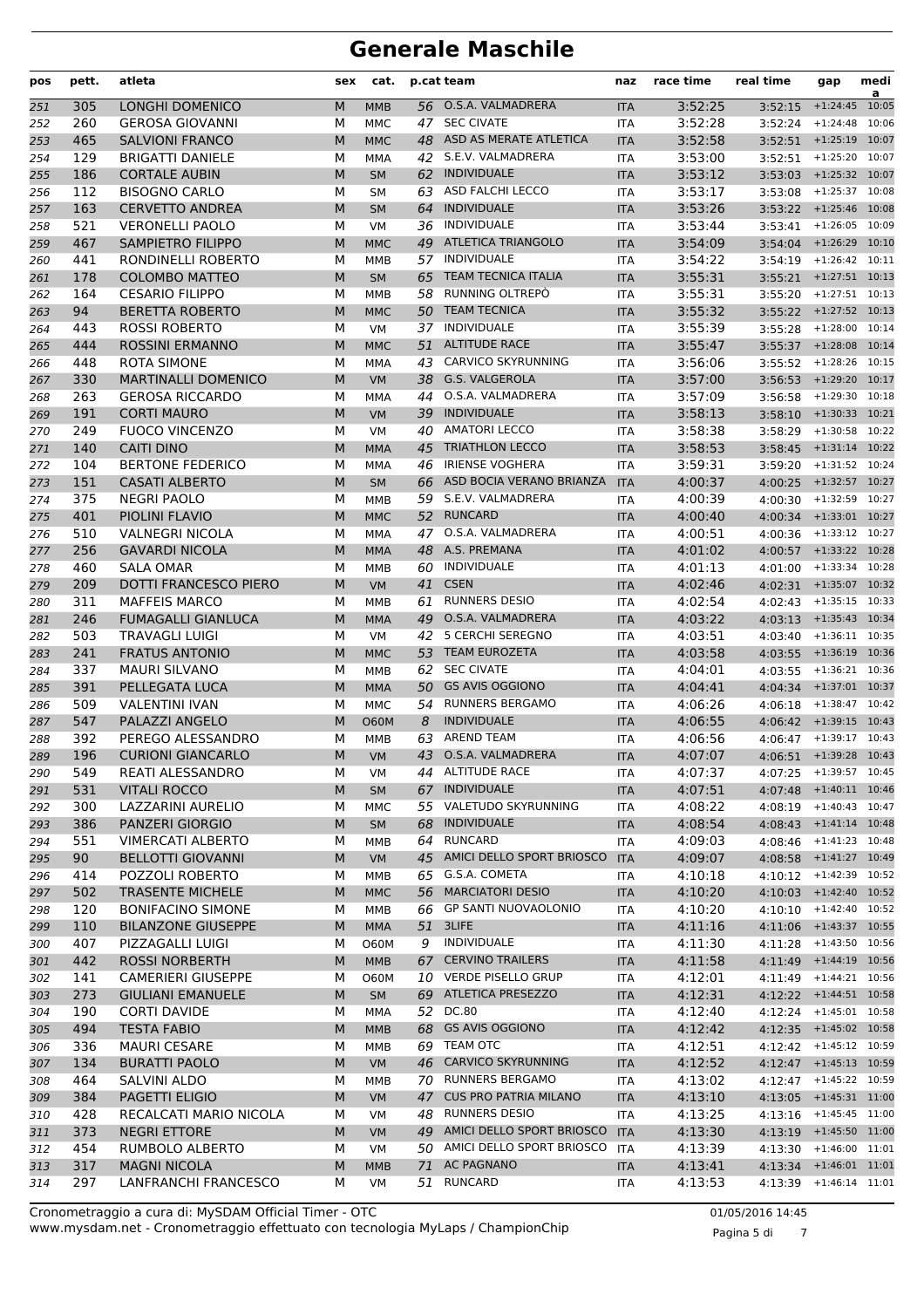# Generale Maschile

| pos | pett. | atleta | sex | cat. | p.cat | team | naz | race time | real time | gap | media |
|---|---|---|---|---|---|---|---|---|---|---|---|
| 251 | 305 | LONGHI DOMENICO | M | MMB | 56 | O.S.A. VALMADRERA | ITA | 3:52:25 | 3:52:15 | +1:24:45 | 10:05 |
| 252 | 260 | GEROSA GIOVANNI | M | MMC | 47 | SEC CIVATE | ITA | 3:52:28 | 3:52:24 | +1:24:48 | 10:06 |
| 253 | 465 | SALVIONI FRANCO | M | MMC | 48 | ASD AS MERATE ATLETICA | ITA | 3:52:58 | 3:52:51 | +1:25:19 | 10:07 |
| 254 | 129 | BRIGATTI DANIELE | M | MMA | 42 | S.E.V. VALMADRERA | ITA | 3:53:00 | 3:52:51 | +1:25:20 | 10:07 |
| 255 | 186 | CORTALE AUBIN | M | SM | 62 | INDIVIDUALE | ITA | 3:53:12 | 3:53:03 | +1:25:32 | 10:07 |
| 256 | 112 | BISOGNO CARLO | M | SM | 63 | ASD FALCHI LECCO | ITA | 3:53:17 | 3:53:08 | +1:25:37 | 10:08 |
| 257 | 163 | CERVETTO ANDREA | M | SM | 64 | INDIVIDUALE | ITA | 3:53:26 | 3:53:22 | +1:25:46 | 10:08 |
| 258 | 521 | VERONELLI PAOLO | M | VM | 36 | INDIVIDUALE | ITA | 3:53:44 | 3:53:41 | +1:26:05 | 10:09 |
| 259 | 467 | SAMPIETRO FILIPPO | M | MMC | 49 | ATLETICA TRIANGOLO | ITA | 3:54:09 | 3:54:04 | +1:26:29 | 10:10 |
| 260 | 441 | RONDINELLI ROBERTO | M | MMB | 57 | INDIVIDUALE | ITA | 3:54:22 | 3:54:19 | +1:26:42 | 10:11 |
| 261 | 178 | COLOMBO MATTEO | M | SM | 65 | TEAM TECNICA ITALIA | ITA | 3:55:31 | 3:55:21 | +1:27:51 | 10:13 |
| 262 | 164 | CESARIO FILIPPO | M | MMB | 58 | RUNNING OLTREPÒ | ITA | 3:55:31 | 3:55:20 | +1:27:51 | 10:13 |
| 263 | 94 | BERETTA ROBERTO | M | MMC | 50 | TEAM TECNICA | ITA | 3:55:32 | 3:55:22 | +1:27:52 | 10:13 |
| 264 | 443 | ROSSI ROBERTO | M | VM | 37 | INDIVIDUALE | ITA | 3:55:39 | 3:55:28 | +1:28:00 | 10:14 |
| 265 | 444 | ROSSINI ERMANNO | M | MMC | 51 | ALTITUDE RACE | ITA | 3:55:47 | 3:55:37 | +1:28:08 | 10:14 |
| 266 | 448 | ROTA SIMONE | M | MMA | 43 | CARVICO SKYRUNNING | ITA | 3:56:06 | 3:55:52 | +1:28:26 | 10:15 |
| 267 | 330 | MARTINALLI DOMENICO | M | VM | 38 | G.S. VALGEROLA | ITA | 3:57:00 | 3:56:53 | +1:29:20 | 10:17 |
| 268 | 263 | GEROSA RICCARDO | M | MMA | 44 | O.S.A. VALMADRERA | ITA | 3:57:09 | 3:56:58 | +1:29:30 | 10:18 |
| 269 | 191 | CORTI MAURO | M | VM | 39 | INDIVIDUALE | ITA | 3:58:13 | 3:58:10 | +1:30:33 | 10:21 |
| 270 | 249 | FUOCO VINCENZO | M | VM | 40 | AMATORI LECCO | ITA | 3:58:38 | 3:58:29 | +1:30:58 | 10:22 |
| 271 | 140 | CAITI DINO | M | MMA | 45 | TRIATHLON LECCO | ITA | 3:58:53 | 3:58:45 | +1:31:14 | 10:22 |
| 272 | 104 | BERTONE FEDERICO | M | MMA | 46 | IRIENSE VOGHERA | ITA | 3:59:31 | 3:59:20 | +1:31:52 | 10:24 |
| 273 | 151 | CASATI ALBERTO | M | SM | 66 | ASD BOCIA VERANO BRIANZA | ITA | 4:00:37 | 4:00:25 | +1:32:57 | 10:27 |
| 274 | 375 | NEGRI PAOLO | M | MMB | 59 | S.E.V. VALMADRERA | ITA | 4:00:39 | 4:00:30 | +1:32:59 | 10:27 |
| 275 | 401 | PIOLINI FLAVIO | M | MMC | 52 | RUNCARD | ITA | 4:00:40 | 4:00:34 | +1:33:01 | 10:27 |
| 276 | 510 | VALNEGRI NICOLA | M | MMA | 47 | O.S.A. VALMADRERA | ITA | 4:00:51 | 4:00:36 | +1:33:12 | 10:27 |
| 277 | 256 | GAVARDI NICOLA | M | MMA | 48 | A.S. PREMANA | ITA | 4:01:02 | 4:00:57 | +1:33:22 | 10:28 |
| 278 | 460 | SALA OMAR | M | MMB | 60 | INDIVIDUALE | ITA | 4:01:13 | 4:01:00 | +1:33:34 | 10:28 |
| 279 | 209 | DOTTI FRANCESCO PIERO | M | VM | 41 | CSEN | ITA | 4:02:46 | 4:02:31 | +1:35:07 | 10:32 |
| 280 | 311 | MAFFEIS MARCO | M | MMB | 61 | RUNNERS DESIO | ITA | 4:02:54 | 4:02:43 | +1:35:15 | 10:33 |
| 281 | 246 | FUMAGALLI GIANLUCA | M | MMA | 49 | O.S.A. VALMADRERA | ITA | 4:03:22 | 4:03:13 | +1:35:43 | 10:34 |
| 282 | 503 | TRAVAGLI LUIGI | M | VM | 42 | 5 CERCHI SEREGNO | ITA | 4:03:51 | 4:03:40 | +1:36:11 | 10:35 |
| 283 | 241 | FRATUS ANTONIO | M | MMC | 53 | TEAM EUROZETA | ITA | 4:03:58 | 4:03:55 | +1:36:19 | 10:36 |
| 284 | 337 | MAURI SILVANO | M | MMB | 62 | SEC CIVATE | ITA | 4:04:01 | 4:03:55 | +1:36:21 | 10:36 |
| 285 | 391 | PELLEGATA LUCA | M | MMA | 50 | GS AVIS OGGIONO | ITA | 4:04:41 | 4:04:34 | +1:37:01 | 10:37 |
| 286 | 509 | VALENTINI IVAN | M | MMC | 54 | RUNNERS BERGAMO | ITA | 4:06:26 | 4:06:18 | +1:38:47 | 10:42 |
| 287 | 547 | PALAZZI ANGELO | M | O60M | 8 | INDIVIDUALE | ITA | 4:06:55 | 4:06:42 | +1:39:15 | 10:43 |
| 288 | 392 | PEREGO ALESSANDRO | M | MMB | 63 | AREND TEAM | ITA | 4:06:56 | 4:06:47 | +1:39:17 | 10:43 |
| 289 | 196 | CURIONI GIANCARLO | M | VM | 43 | O.S.A. VALMADRERA | ITA | 4:07:07 | 4:06:51 | +1:39:28 | 10:43 |
| 290 | 549 | REATI ALESSANDRO | M | VM | 44 | ALTITUDE RACE | ITA | 4:07:37 | 4:07:25 | +1:39:57 | 10:45 |
| 291 | 531 | VITALI ROCCO | M | SM | 67 | INDIVIDUALE | ITA | 4:07:51 | 4:07:48 | +1:40:11 | 10:46 |
| 292 | 300 | LAZZARINI AURELIO | M | MMC | 55 | VALETUDO SKYRUNNING | ITA | 4:08:22 | 4:08:19 | +1:40:43 | 10:47 |
| 293 | 386 | PANZERI GIORGIO | M | SM | 68 | INDIVIDUALE | ITA | 4:08:54 | 4:08:43 | +1:41:14 | 10:48 |
| 294 | 551 | VIMERCATI ALBERTO | M | MMB | 64 | RUNCARD | ITA | 4:09:03 | 4:08:46 | +1:41:23 | 10:48 |
| 295 | 90 | BELLOTTI GIOVANNI | M | VM | 45 | AMICI DELLO SPORT BRIOSCO | ITA | 4:09:07 | 4:08:58 | +1:41:27 | 10:49 |
| 296 | 414 | POZZOLI ROBERTO | M | MMB | 65 | G.S.A. COMETA | ITA | 4:10:18 | 4:10:12 | +1:42:39 | 10:52 |
| 297 | 502 | TRASENTE MICHELE | M | MMC | 56 | MARCIATORI DESIO | ITA | 4:10:20 | 4:10:03 | +1:42:40 | 10:52 |
| 298 | 120 | BONIFACINO SIMONE | M | MMB | 66 | GP SANTI NUOVAOLONIO | ITA | 4:10:20 | 4:10:10 | +1:42:40 | 10:52 |
| 299 | 110 | BILANZONE GIUSEPPE | M | MMA | 51 | 3LIFE | ITA | 4:11:16 | 4:11:06 | +1:43:37 | 10:55 |
| 300 | 407 | PIZZAGALLI LUIGI | M | O60M | 9 | INDIVIDUALE | ITA | 4:11:30 | 4:11:28 | +1:43:50 | 10:56 |
| 301 | 442 | ROSSI NORBERTH | M | MMB | 67 | CERVINO TRAILERS | ITA | 4:11:58 | 4:11:49 | +1:44:19 | 10:56 |
| 302 | 141 | CAMERIERI GIUSEPPE | M | O60M | 10 | VERDE PISELLO GRUP | ITA | 4:12:01 | 4:11:49 | +1:44:21 | 10:56 |
| 303 | 273 | GIULIANI EMANUELE | M | SM | 69 | ATLETICA PRESEZZO | ITA | 4:12:31 | 4:12:22 | +1:44:51 | 10:58 |
| 304 | 190 | CORTI DAVIDE | M | MMA | 52 | DC.80 | ITA | 4:12:40 | 4:12:24 | +1:45:01 | 10:58 |
| 305 | 494 | TESTA FABIO | M | MMB | 68 | GS AVIS OGGIONO | ITA | 4:12:42 | 4:12:35 | +1:45:02 | 10:58 |
| 306 | 336 | MAURI CESARE | M | MMB | 69 | TEAM OTC | ITA | 4:12:51 | 4:12:42 | +1:45:12 | 10:59 |
| 307 | 134 | BURATTI PAOLO | M | VM | 46 | CARVICO SKYRUNNING | ITA | 4:12:52 | 4:12:47 | +1:45:13 | 10:59 |
| 308 | 464 | SALVINI ALDO | M | MMB | 70 | RUNNERS BERGAMO | ITA | 4:13:02 | 4:12:47 | +1:45:22 | 10:59 |
| 309 | 384 | PAGETTI ELIGIO | M | VM | 47 | CUS PRO PATRIA MILANO | ITA | 4:13:10 | 4:13:05 | +1:45:31 | 11:00 |
| 310 | 428 | RECALCATI MARIO NICOLA | M | VM | 48 | RUNNERS DESIO | ITA | 4:13:25 | 4:13:16 | +1:45:45 | 11:00 |
| 311 | 373 | NEGRI ETTORE | M | VM | 49 | AMICI DELLO SPORT BRIOSCO | ITA | 4:13:30 | 4:13:19 | +1:45:50 | 11:00 |
| 312 | 454 | RUMBOLO ALBERTO | M | VM | 50 | AMICI DELLO SPORT BRIOSCO | ITA | 4:13:39 | 4:13:30 | +1:46:00 | 11:01 |
| 313 | 317 | MAGNI NICOLA | M | MMB | 71 | AC PAGNANO | ITA | 4:13:41 | 4:13:34 | +1:46:01 | 11:01 |
| 314 | 297 | LANFRANCHI FRANCESCO | M | VM | 51 | RUNCARD | ITA | 4:13:53 | 4:13:39 | +1:46:14 | 11:01 |

Cronometraggio a cura di: MySDAM Official Timer - OTC
www.mysdam.net - Cronometraggio effettuato con tecnologia MyLaps / ChampionChip

01/05/2016 14:45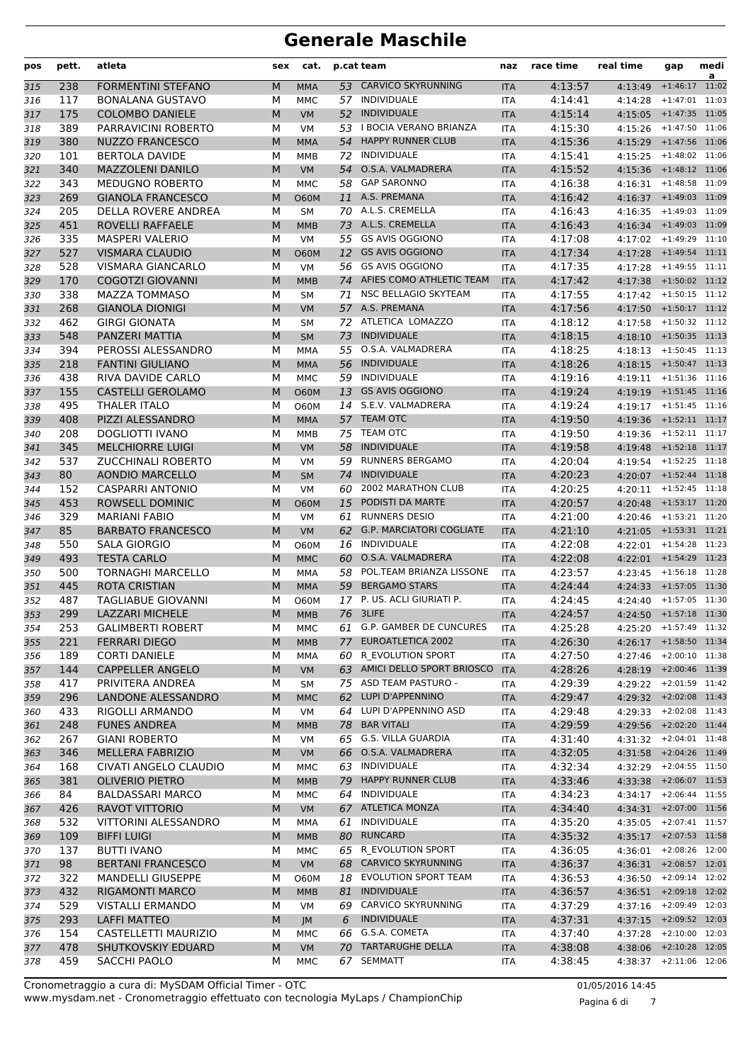# Generale Maschile

| pos | pett. | atleta | sex | cat. | p.cat | team | naz | race time | real time | gap | media |
|---|---|---|---|---|---|---|---|---|---|---|---|
| 315 | 238 | FORMENTINI STEFANO | M | MMA | 53 | CARVICO SKYRUNNING | ITA | 4:13:57 | 4:13:49 | +1:46:17 | 11:02 |
| 316 | 117 | BONALANA GUSTAVO | M | MMC | 57 | INDIVIDUALE | ITA | 4:14:41 | 4:14:28 | +1:47:01 | 11:03 |
| 317 | 175 | COLOMBO DANIELE | M | VM | 52 | INDIVIDUALE | ITA | 4:15:14 | 4:15:05 | +1:47:35 | 11:05 |
| 318 | 389 | PARRAVICINI ROBERTO | M | VM | 53 | I BOCIA VERANO BRIANZA | ITA | 4:15:30 | 4:15:26 | +1:47:50 | 11:06 |
| 319 | 380 | NUZZO FRANCESCO | M | MMA | 54 | HAPPY RUNNER CLUB | ITA | 4:15:36 | 4:15:29 | +1:47:56 | 11:06 |
| 320 | 101 | BERTOLA DAVIDE | M | MMB | 72 | INDIVIDUALE | ITA | 4:15:41 | 4:15:25 | +1:48:02 | 11:06 |
| 321 | 340 | MAZZOLENI DANILO | M | VM | 54 | O.S.A. VALMADRERA | ITA | 4:15:52 | 4:15:36 | +1:48:12 | 11:06 |
| 322 | 343 | MEDUGNO ROBERTO | M | MMC | 58 | GAP SARONNO | ITA | 4:16:38 | 4:16:31 | +1:48:58 | 11:09 |
| 323 | 269 | GIANOLA FRANCESCO | M | O60M | 11 | A.S. PREMANA | ITA | 4:16:42 | 4:16:37 | +1:49:03 | 11:09 |
| 324 | 205 | DELLA ROVERE ANDREA | M | SM | 70 | A.L.S. CREMELLA | ITA | 4:16:43 | 4:16:35 | +1:49:03 | 11:09 |
| 325 | 451 | ROVELLI RAFFAELE | M | MMB | 73 | A.L.S. CREMELLA | ITA | 4:16:43 | 4:16:34 | +1:49:03 | 11:09 |
| 326 | 335 | MASPERI VALERIO | M | VM | 55 | GS AVIS OGGIONO | ITA | 4:17:08 | 4:17:02 | +1:49:29 | 11:10 |
| 327 | 527 | VISMARA CLAUDIO | M | O60M | 12 | GS AVIS OGGIONO | ITA | 4:17:34 | 4:17:28 | +1:49:54 | 11:11 |
| 328 | 528 | VISMARA GIANCARLO | M | VM | 56 | GS AVIS OGGIONO | ITA | 4:17:35 | 4:17:28 | +1:49:55 | 11:11 |
| 329 | 170 | COGOTZI GIOVANNI | M | MMB | 74 | AFIES COMO ATHLETIC TEAM | ITA | 4:17:42 | 4:17:38 | +1:50:02 | 11:12 |
| 330 | 338 | MAZZA TOMMASO | M | SM | 71 | NSC BELLAGIO SKYTEAM | ITA | 4:17:55 | 4:17:42 | +1:50:15 | 11:12 |
| 331 | 268 | GIANOLA DIONIGI | M | VM | 57 | A.S. PREMANA | ITA | 4:17:56 | 4:17:50 | +1:50:17 | 11:12 |
| 332 | 462 | GIRGI GIONATA | M | SM | 72 | ATLETICA LOMAZZO | ITA | 4:18:12 | 4:17:58 | +1:50:32 | 11:12 |
| 333 | 548 | PANZERI MATTIA | M | SM | 73 | INDIVIDUALE | ITA | 4:18:15 | 4:18:10 | +1:50:35 | 11:13 |
| 334 | 394 | PEROSSI ALESSANDRO | M | MMA | 55 | O.S.A. VALMADRERA | ITA | 4:18:25 | 4:18:13 | +1:50:45 | 11:13 |
| 335 | 218 | FANTINI GIULIANO | M | MMA | 56 | INDIVIDUALE | ITA | 4:18:26 | 4:18:15 | +1:50:47 | 11:13 |
| 336 | 438 | RIVA DAVIDE CARLO | M | MMC | 59 | INDIVIDUALE | ITA | 4:19:16 | 4:19:11 | +1:51:36 | 11:16 |
| 337 | 155 | CASTELLI GEROLAMO | M | O60M | 13 | GS AVIS OGGIONO | ITA | 4:19:24 | 4:19:19 | +1:51:45 | 11:16 |
| 338 | 495 | THALER ITALO | M | O60M | 14 | S.E.V. VALMADRERA | ITA | 4:19:24 | 4:19:17 | +1:51:45 | 11:16 |
| 339 | 408 | PIZZI ALESSANDRO | M | MMA | 57 | TEAM OTC | ITA | 4:19:50 | 4:19:36 | +1:52:11 | 11:17 |
| 340 | 208 | DOGLIOTTI IVANO | M | MMB | 75 | TEAM OTC | ITA | 4:19:50 | 4:19:36 | +1:52:11 | 11:17 |
| 341 | 345 | MELCHIORRE LUIGI | M | VM | 58 | INDIVIDUALE | ITA | 4:19:58 | 4:19:48 | +1:52:18 | 11:17 |
| 342 | 537 | ZUCCHINALI ROBERTO | M | VM | 59 | RUNNERS BERGAMO | ITA | 4:20:04 | 4:19:54 | +1:52:25 | 11:18 |
| 343 | 80 | AONDIO MARCELLO | M | SM | 74 | INDIVIDUALE | ITA | 4:20:23 | 4:20:07 | +1:52:44 | 11:18 |
| 344 | 152 | CASPARRI ANTONIO | M | VM | 60 | 2002 MARATHON CLUB | ITA | 4:20:25 | 4:20:11 | +1:52:45 | 11:18 |
| 345 | 453 | ROWSELL DOMINIC | M | O60M | 15 | PODISTI DA MARTE | ITA | 4:20:57 | 4:20:48 | +1:53:17 | 11:20 |
| 346 | 329 | MARIANI FABIO | M | VM | 61 | RUNNERS DESIO | ITA | 4:21:00 | 4:20:46 | +1:53:21 | 11:20 |
| 347 | 85 | BARBATO FRANCESCO | M | VM | 62 | G.P. MARCIATORI COGLIATE | ITA | 4:21:10 | 4:21:05 | +1:53:31 | 11:21 |
| 348 | 550 | SALA GIORGIO | M | O60M | 16 | INDIVIDUALE | ITA | 4:22:08 | 4:22:01 | +1:54:28 | 11:23 |
| 349 | 493 | TESTA CARLO | M | MMC | 60 | O.S.A. VALMADRERA | ITA | 4:22:08 | 4:22:01 | +1:54:29 | 11:23 |
| 350 | 500 | TORNAGHI MARCELLO | M | MMA | 58 | POL.TEAM BRIANZA LISSONE | ITA | 4:23:57 | 4:23:45 | +1:56:18 | 11:28 |
| 351 | 445 | ROTA CRISTIAN | M | MMA | 59 | BERGAMO STARS | ITA | 4:24:44 | 4:24:33 | +1:57:05 | 11:30 |
| 352 | 487 | TAGLIABUE GIOVANNI | M | O60M | 17 | P. US. ACLI GIURIATI P. | ITA | 4:24:45 | 4:24:40 | +1:57:05 | 11:30 |
| 353 | 299 | LAZZARI MICHELE | M | MMB | 76 | 3LIFE | ITA | 4:24:57 | 4:24:50 | +1:57:18 | 11:30 |
| 354 | 253 | GALIMBERTI ROBERT | M | MMC | 61 | G.P. GAMBER DE CUNCURES | ITA | 4:25:28 | 4:25:20 | +1:57:49 | 11:32 |
| 355 | 221 | FERRARI DIEGO | M | MMB | 77 | EUROATLETICA 2002 | ITA | 4:26:30 | 4:26:17 | +1:58:50 | 11:34 |
| 356 | 189 | CORTI DANIELE | M | MMA | 60 | R_EVOLUTION SPORT | ITA | 4:27:50 | 4:27:46 | +2:00:10 | 11:38 |
| 357 | 144 | CAPPELLER ANGELO | M | VM | 63 | AMICI DELLO SPORT BRIOSCO | ITA | 4:28:26 | 4:28:19 | +2:00:46 | 11:39 |
| 358 | 417 | PRIVITERA ANDREA | M | SM | 75 | ASD TEAM PASTURO - | ITA | 4:29:39 | 4:29:22 | +2:01:59 | 11:42 |
| 359 | 296 | LANDONE ALESSANDRO | M | MMC | 62 | LUPI D'APPENNINO | ITA | 4:29:47 | 4:29:32 | +2:02:08 | 11:43 |
| 360 | 433 | RIGOLLI ARMANDO | M | VM | 64 | LUPI D'APPENNINO ASD | ITA | 4:29:48 | 4:29:33 | +2:02:08 | 11:43 |
| 361 | 248 | FUNES ANDREA | M | MMB | 78 | BAR VITALI | ITA | 4:29:59 | 4:29:56 | +2:02:20 | 11:44 |
| 362 | 267 | GIANI ROBERTO | M | VM | 65 | G.S. VILLA GUARDIA | ITA | 4:31:40 | 4:31:32 | +2:04:01 | 11:48 |
| 363 | 346 | MELLERA FABRIZIO | M | VM | 66 | O.S.A. VALMADRERA | ITA | 4:32:05 | 4:31:58 | +2:04:26 | 11:49 |
| 364 | 168 | CIVATI ANGELO CLAUDIO | M | MMC | 63 | INDIVIDUALE | ITA | 4:32:34 | 4:32:29 | +2:04:55 | 11:50 |
| 365 | 381 | OLIVERIO PIETRO | M | MMB | 79 | HAPPY RUNNER CLUB | ITA | 4:33:46 | 4:33:38 | +2:06:07 | 11:53 |
| 366 | 84 | BALDASSARI MARCO | M | MMC | 64 | INDIVIDUALE | ITA | 4:34:23 | 4:34:17 | +2:06:44 | 11:55 |
| 367 | 426 | RAVOT VITTORIO | M | VM | 67 | ATLETICA MONZA | ITA | 4:34:40 | 4:34:31 | +2:07:00 | 11:56 |
| 368 | 532 | VITTORINI ALESSANDRO | M | MMA | 61 | INDIVIDUALE | ITA | 4:35:20 | 4:35:05 | +2:07:41 | 11:57 |
| 369 | 109 | BIFFI LUIGI | M | MMB | 80 | RUNCARD | ITA | 4:35:32 | 4:35:17 | +2:07:53 | 11:58 |
| 370 | 137 | BUTTI IVANO | M | MMC | 65 | R_EVOLUTION SPORT | ITA | 4:36:05 | 4:36:01 | +2:08:26 | 12:00 |
| 371 | 98 | BERTANI FRANCESCO | M | VM | 68 | CARVICO SKYRUNNING | ITA | 4:36:37 | 4:36:31 | +2:08:57 | 12:01 |
| 372 | 322 | MANDELLI GIUSEPPE | M | O60M | 18 | EVOLUTION SPORT TEAM | ITA | 4:36:53 | 4:36:50 | +2:09:14 | 12:02 |
| 373 | 432 | RIGAMONTI MARCO | M | MMB | 81 | INDIVIDUALE | ITA | 4:36:57 | 4:36:51 | +2:09:18 | 12:02 |
| 374 | 529 | VISTALLI ERMANDO | M | VM | 69 | CARVICO SKYRUNNING | ITA | 4:37:29 | 4:37:16 | +2:09:49 | 12:03 |
| 375 | 293 | LAFFI MATTEO | M | JM | 6 | INDIVIDUALE | ITA | 4:37:31 | 4:37:15 | +2:09:52 | 12:03 |
| 376 | 154 | CASTELLETTI MAURIZIO | M | MMC | 66 | G.S.A. COMETA | ITA | 4:37:40 | 4:37:28 | +2:10:00 | 12:03 |
| 377 | 478 | SHUTKOVSKIY EDUARD | M | VM | 70 | TARTARUGHE DELLA | ITA | 4:38:08 | 4:38:06 | +2:10:28 | 12:05 |
| 378 | 459 | SACCHI PAOLO | M | MMC | 67 | SEMMATT | ITA | 4:38:45 | 4:38:37 | +2:11:06 | 12:06 |

Cronometraggio a cura di: MySDAM Official Timer - OTC
www.mysdam.net - Cronometraggio effettuato con tecnologia MyLaps / ChampionChip

01/05/2016 14:45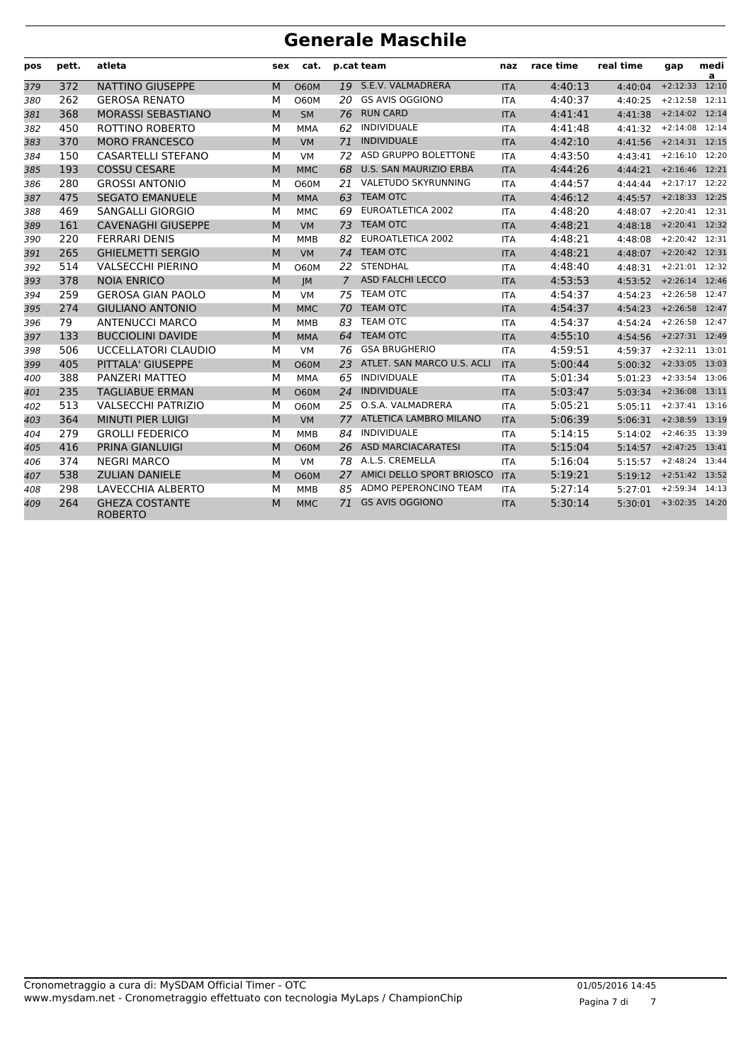# Generale Maschile

| pos | pett. | atleta | sex | cat. | p.cat | team | naz | race time | real time | gap | media |
|---|---|---|---|---|---|---|---|---|---|---|---|
| 379 | 372 | NATTINO GIUSEPPE | M | O60M | 19 | S.E.V. VALMADRERA | ITA | 4:40:13 | 4:40:04 | +2:12:33 | 12:10 |
| 380 | 262 | GEROSA RENATO | M | O60M | 20 | GS AVIS OGGIONO | ITA | 4:40:37 | 4:40:25 | +2:12:58 | 12:11 |
| 381 | 368 | MORASSI SEBASTIANO | M | SM | 76 | RUN CARD | ITA | 4:41:41 | 4:41:38 | +2:14:02 | 12:14 |
| 382 | 450 | ROTTINO ROBERTO | M | MMA | 62 | INDIVIDUALE | ITA | 4:41:48 | 4:41:32 | +2:14:08 | 12:14 |
| 383 | 370 | MORO FRANCESCO | M | VM | 71 | INDIVIDUALE | ITA | 4:42:10 | 4:41:56 | +2:14:31 | 12:15 |
| 384 | 150 | CASARTELLI STEFANO | M | VM | 72 | ASD GRUPPO BOLETTONE | ITA | 4:43:50 | 4:43:41 | +2:16:10 | 12:20 |
| 385 | 193 | COSSU CESARE | M | MMC | 68 | U.S. SAN MAURIZIO ERBA | ITA | 4:44:26 | 4:44:21 | +2:16:46 | 12:21 |
| 386 | 280 | GROSSI ANTONIO | M | O60M | 21 | VALETUDO SKYRUNNING | ITA | 4:44:57 | 4:44:44 | +2:17:17 | 12:22 |
| 387 | 475 | SEGATO EMANUELE | M | MMA | 63 | TEAM OTC | ITA | 4:46:12 | 4:45:57 | +2:18:33 | 12:25 |
| 388 | 469 | SANGALLI GIORGIO | M | MMC | 69 | EUROATLETICA 2002 | ITA | 4:48:20 | 4:48:07 | +2:20:41 | 12:31 |
| 389 | 161 | CAVENAGHI GIUSEPPE | M | VM | 73 | TEAM OTC | ITA | 4:48:21 | 4:48:18 | +2:20:41 | 12:32 |
| 390 | 220 | FERRARI DENIS | M | MMB | 82 | EUROATLETICA 2002 | ITA | 4:48:21 | 4:48:08 | +2:20:42 | 12:31 |
| 391 | 265 | GHIELMETTI SERGIO | M | VM | 74 | TEAM OTC | ITA | 4:48:21 | 4:48:07 | +2:20:42 | 12:31 |
| 392 | 514 | VALSECCHI PIERINO | M | O60M | 22 | STENDHAL | ITA | 4:48:40 | 4:48:31 | +2:21:01 | 12:32 |
| 393 | 378 | NOIA ENRICO | M | JM | 7 | ASD FALCHI LECCO | ITA | 4:53:53 | 4:53:52 | +2:26:14 | 12:46 |
| 394 | 259 | GEROSA GIAN PAOLO | M | VM | 75 | TEAM OTC | ITA | 4:54:37 | 4:54:23 | +2:26:58 | 12:47 |
| 395 | 274 | GIULIANO ANTONIO | M | MMC | 70 | TEAM OTC | ITA | 4:54:37 | 4:54:23 | +2:26:58 | 12:47 |
| 396 | 79 | ANTENUCCI MARCO | M | MMB | 83 | TEAM OTC | ITA | 4:54:37 | 4:54:24 | +2:26:58 | 12:47 |
| 397 | 133 | BUCCIOLINI DAVIDE | M | MMA | 64 | TEAM OTC | ITA | 4:55:10 | 4:54:56 | +2:27:31 | 12:49 |
| 398 | 506 | UCCELLATORI CLAUDIO | M | VM | 76 | GSA BRUGHERIO | ITA | 4:59:51 | 4:59:37 | +2:32:11 | 13:01 |
| 399 | 405 | PITTALA' GIUSEPPE | M | O60M | 23 | ATLET. SAN MARCO U.S. ACLI | ITA | 5:00:44 | 5:00:32 | +2:33:05 | 13:03 |
| 400 | 388 | PANZERI MATTEO | M | MMA | 65 | INDIVIDUALE | ITA | 5:01:34 | 5:01:23 | +2:33:54 | 13:06 |
| 401 | 235 | TAGLIABUE ERMAN | M | O60M | 24 | INDIVIDUALE | ITA | 5:03:47 | 5:03:34 | +2:36:08 | 13:11 |
| 402 | 513 | VALSECCHI PATRIZIO | M | O60M | 25 | O.S.A. VALMADRERA | ITA | 5:05:21 | 5:05:11 | +2:37:41 | 13:16 |
| 403 | 364 | MINUTI PIER LUIGI | M | VM | 77 | ATLETICA LAMBRO MILANO | ITA | 5:06:39 | 5:06:31 | +2:38:59 | 13:19 |
| 404 | 279 | GROLLI FEDERICO | M | MMB | 84 | INDIVIDUALE | ITA | 5:14:15 | 5:14:02 | +2:46:35 | 13:39 |
| 405 | 416 | PRINA GIANLUIGI | M | O60M | 26 | ASD MARCIACARATESI | ITA | 5:15:04 | 5:14:57 | +2:47:25 | 13:41 |
| 406 | 374 | NEGRI MARCO | M | VM | 78 | A.L.S. CREMELLA | ITA | 5:16:04 | 5:15:57 | +2:48:24 | 13:44 |
| 407 | 538 | ZULIAN DANIELE | M | O60M | 27 | AMICI DELLO SPORT BRIOSCO | ITA | 5:19:21 | 5:19:12 | +2:51:42 | 13:52 |
| 408 | 298 | LAVECCHIA ALBERTO | M | MMB | 85 | ADMO PEPERONCINO TEAM | ITA | 5:27:14 | 5:27:01 | +2:59:34 | 14:13 |
| 409 | 264 | GHEZA COSTANTE ROBERTO | M | MMC | 71 | GS AVIS OGGIONO | ITA | 5:30:14 | 5:30:01 | +3:02:35 | 14:20 |

Cronometraggio a cura di: MySDAM Official Timer - OTC
www.mysdam.net - Cronometraggio effettuato con tecnologia MyLaps / ChampionChip

01/05/2016 14:45